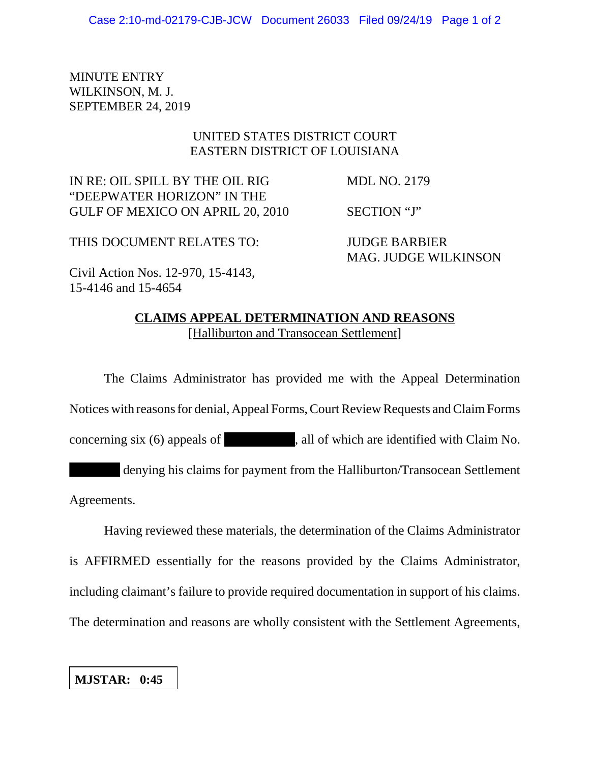MINUTE ENTRY
WILKINSON, M. J.
SEPTEMBER 24, 2019

UNITED STATES DISTRICT COURT
EASTERN DISTRICT OF LOUISIANA

| | |
|---|---|
| IN RE: OIL SPILL BY THE OIL RIG "DEEPWATER HORIZON" IN THE GULF OF MEXICO ON APRIL 20, 2010 | MDL NO. 2179 |
| | SECTION "J" |
| THIS DOCUMENT RELATES TO: | JUDGE BARBIER MAG. JUDGE WILKINSON |
| Civil Action Nos. 12-970, 15-4143, 15-4146 and 15-4654 | |

**CLAIMS APPEAL DETERMINATION AND REASONS**
[Halliburton and Transocean Settlement]

The Claims Administrator has provided me with the Appeal Determination Notices with reasons for denial, Appeal Forms, Court Review Requests and Claim Forms concerning six (6) appeals of [REDACTED], all of which are identified with Claim No. [REDACTED] denying his claims for payment from the Halliburton/Transocean Settlement Agreements.

Having reviewed these materials, the determination of the Claims Administrator is AFFIRMED essentially for the reasons provided by the Claims Administrator, including claimant's failure to provide required documentation in support of his claims. The determination and reasons are wholly consistent with the Settlement Agreements,

**MJSTAR: 0:45**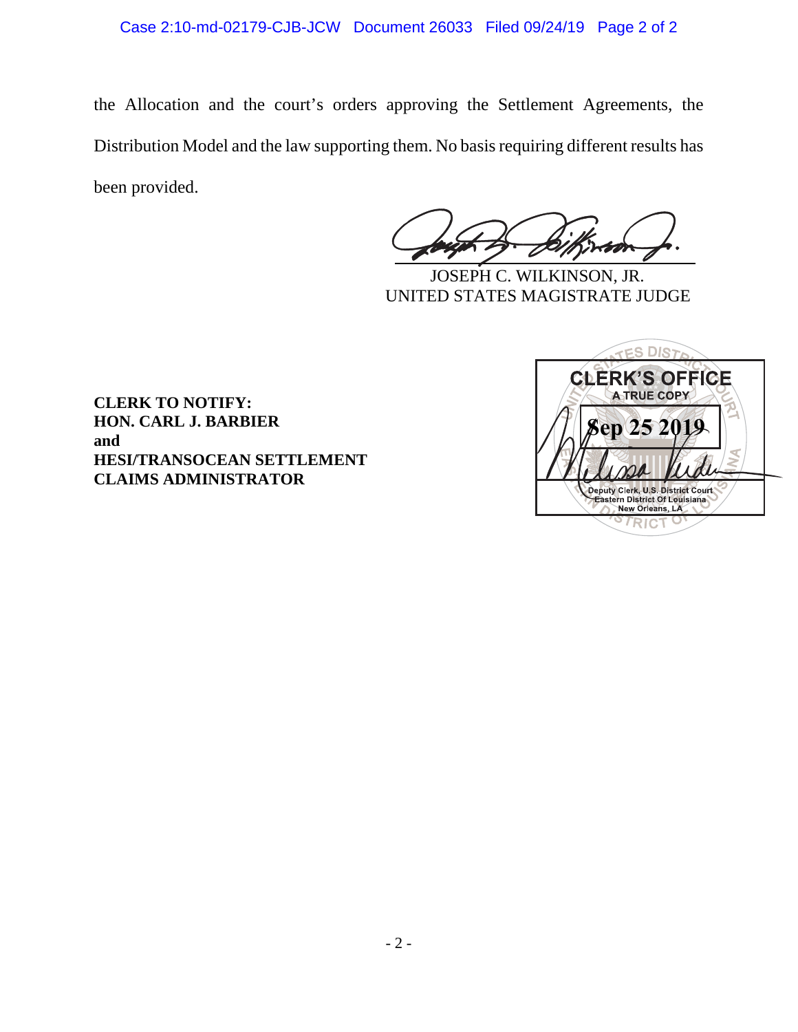the Allocation and the court's orders approving the Settlement Agreements, the Distribution Model and the law supporting them. No basis requiring different results has been provided.

JOSEPH C. WILKINSON, JR.
UNITED STATES MAGISTRATE JUDGE

**CLERK TO NOTIFY:**
**HON. CARL J. BARBIER**
**and**
**HESI/TRANSOCEAN SETTLEMENT CLAIMS ADMINISTRATOR**

CLERK'S OFFICE
A TRUE COPY
Sep 25 2019
Deputy Clerk, U.S. District Court
Eastern District Of Louisiana
New Orleans, LA